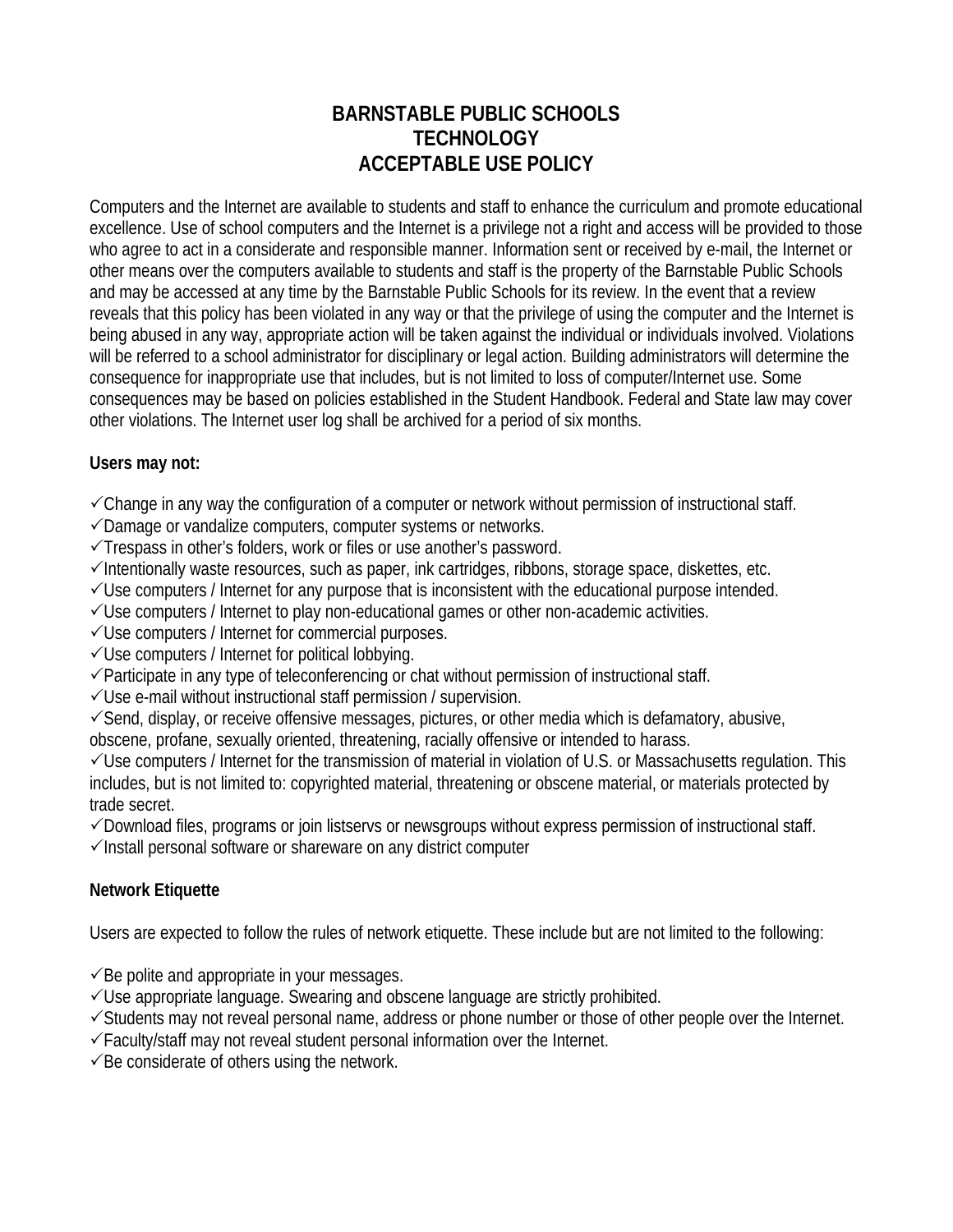# BARNSTABLE PUBLIC SCHOOLS
# TECHNOLOGY
# ACCEPTABLE USE POLICY

Computers and the Internet are available to students and staff to enhance the curriculum and promote educational excellence. Use of school computers and the Internet is a privilege not a right and access will be provided to those who agree to act in a considerate and responsible manner. Information sent or received by e-mail, the Internet or other means over the computers available to students and staff is the property of the Barnstable Public Schools and may be accessed at any time by the Barnstable Public Schools for its review. In the event that a review reveals that this policy has been violated in any way or that the privilege of using the computer and the Internet is being abused in any way, appropriate action will be taken against the individual or individuals involved. Violations will be referred to a school administrator for disciplinary or legal action. Building administrators will determine the consequence for inappropriate use that includes, but is not limited to loss of computer/Internet use. Some consequences may be based on policies established in the Student Handbook. Federal and State law may cover other violations. The Internet user log shall be archived for a period of six months.

**Users may not:**

- ✓Change in any way the configuration of a computer or network without permission of instructional staff.
- ✓Damage or vandalize computers, computer systems or networks.
- ✓Trespass in other's folders, work or files or use another's password.
- ✓Intentionally waste resources, such as paper, ink cartridges, ribbons, storage space, diskettes, etc.
- ✓Use computers / Internet for any purpose that is inconsistent with the educational purpose intended.
- ✓Use computers / Internet to play non-educational games or other non-academic activities.
- ✓Use computers / Internet for commercial purposes.
- ✓Use computers / Internet for political lobbying.
- ✓Participate in any type of teleconferencing or chat without permission of instructional staff.
- ✓Use e-mail without instructional staff permission / supervision.
- ✓Send, display, or receive offensive messages, pictures, or other media which is defamatory, abusive, obscene, profane, sexually oriented, threatening, racially offensive or intended to harass.
- ✓Use computers / Internet for the transmission of material in violation of U.S. or Massachusetts regulation. This includes, but is not limited to: copyrighted material, threatening or obscene material, or materials protected by trade secret.
- ✓Download files, programs or join listservs or newsgroups without express permission of instructional staff.
- ✓Install personal software or shareware on any district computer

**Network Etiquette**

Users are expected to follow the rules of network etiquette. These include but are not limited to the following:

- ✓Be polite and appropriate in your messages.
- ✓Use appropriate language. Swearing and obscene language are strictly prohibited.
- ✓Students may not reveal personal name, address or phone number or those of other people over the Internet.
- ✓Faculty/staff may not reveal student personal information over the Internet.
- ✓Be considerate of others using the network.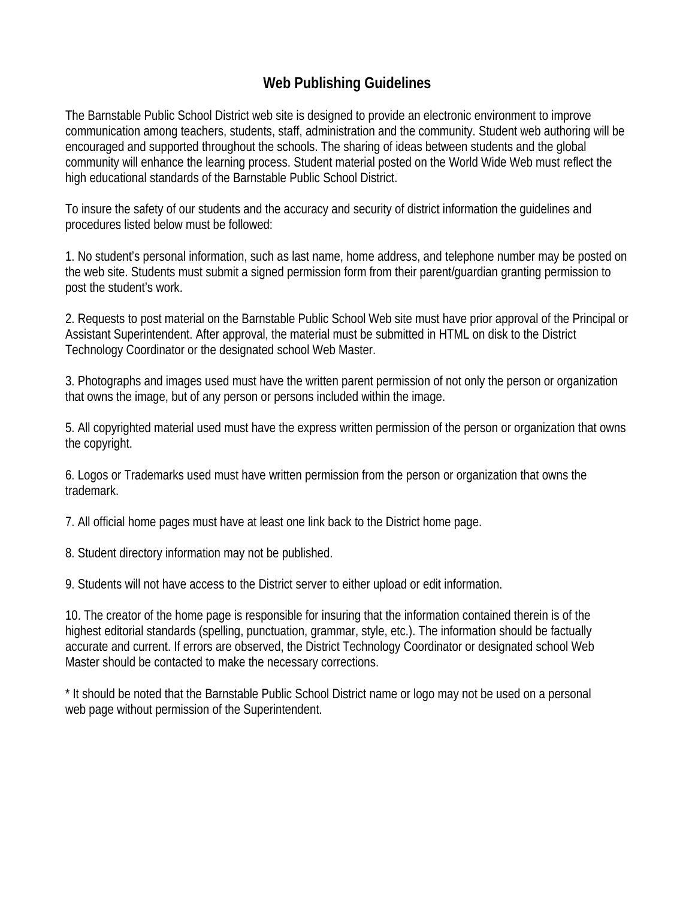# Web Publishing Guidelines

The Barnstable Public School District web site is designed to provide an electronic environment to improve communication among teachers, students, staff, administration and the community. Student web authoring will be encouraged and supported throughout the schools. The sharing of ideas between students and the global community will enhance the learning process. Student material posted on the World Wide Web must reflect the high educational standards of the Barnstable Public School District.

To insure the safety of our students and the accuracy and security of district information the guidelines and procedures listed below must be followed:

1. No student's personal information, such as last name, home address, and telephone number may be posted on the web site. Students must submit a signed permission form from their parent/guardian granting permission to post the student's work.

2. Requests to post material on the Barnstable Public School Web site must have prior approval of the Principal or Assistant Superintendent. After approval, the material must be submitted in HTML on disk to the District Technology Coordinator or the designated school Web Master.

3. Photographs and images used must have the written parent permission of not only the person or organization that owns the image, but of any person or persons included within the image.

5. All copyrighted material used must have the express written permission of the person or organization that owns the copyright.

6. Logos or Trademarks used must have written permission from the person or organization that owns the trademark.

7. All official home pages must have at least one link back to the District home page.

8. Student directory information may not be published.

9. Students will not have access to the District server to either upload or edit information.

10. The creator of the home page is responsible for insuring that the information contained therein is of the highest editorial standards (spelling, punctuation, grammar, style, etc.). The information should be factually accurate and current. If errors are observed, the District Technology Coordinator or designated school Web Master should be contacted to make the necessary corrections.

* It should be noted that the Barnstable Public School District name or logo may not be used on a personal web page without permission of the Superintendent.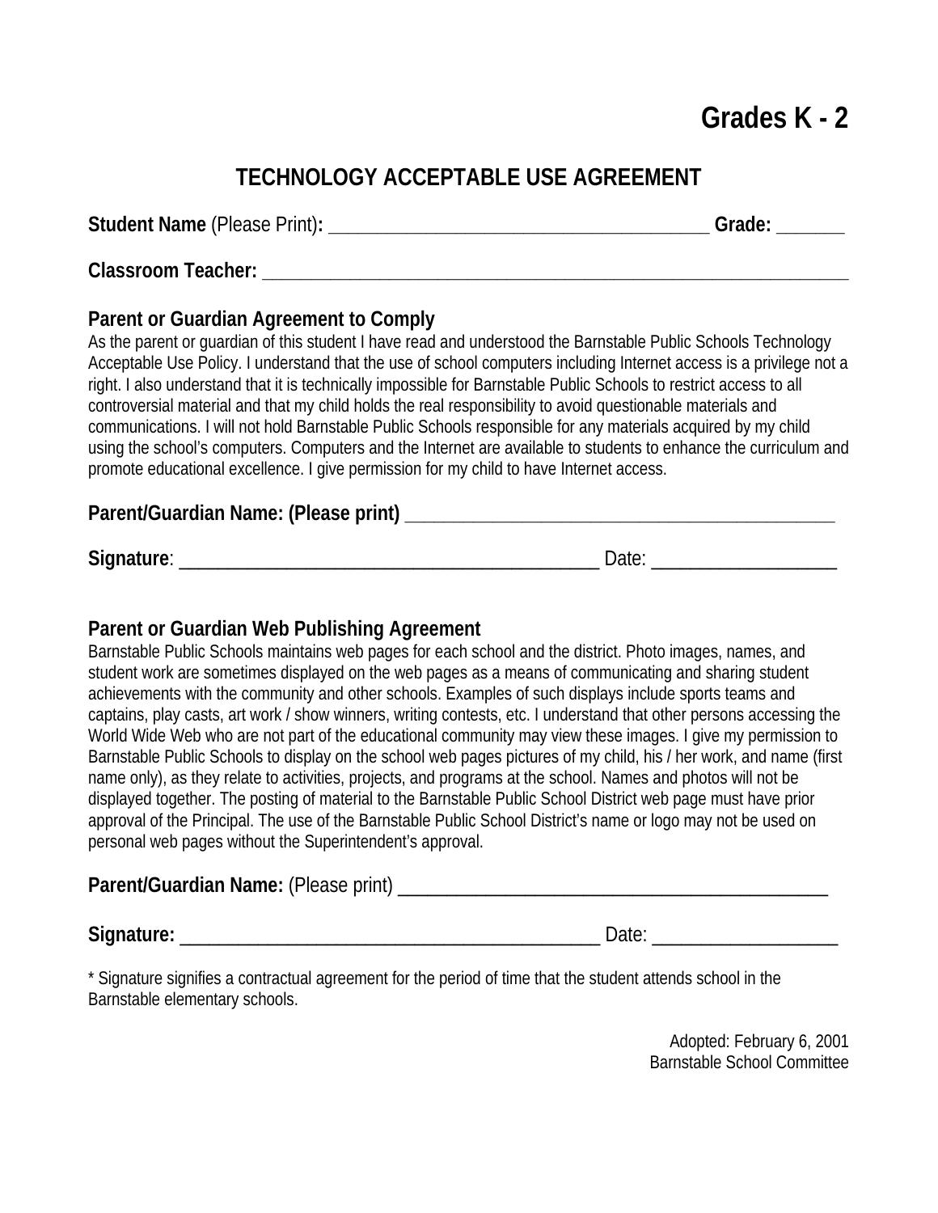# Grades K - 2

## TECHNOLOGY ACCEPTABLE USE AGREEMENT

**Student Name** (Please Print)**:** _______________________________________ **Grade:** _______

**Classroom Teacher:** ______________________________________________________________

### Parent or Guardian Agreement to Comply

As the parent or guardian of this student I have read and understood the Barnstable Public Schools Technology Acceptable Use Policy. I understand that the use of school computers including Internet access is a privilege not a right. I also understand that it is technically impossible for Barnstable Public Schools to restrict access to all controversial material and that my child holds the real responsibility to avoid questionable materials and communications. I will not hold Barnstable Public Schools responsible for any materials acquired by my child using the school's computers. Computers and the Internet are available to students to enhance the curriculum and promote educational excellence. I give permission for my child to have Internet access.

**Parent/Guardian Name: (Please print)** ____________________________________________

**Signature**: ____________________________________________ Date: ___________________

### Parent or Guardian Web Publishing Agreement

Barnstable Public Schools maintains web pages for each school and the district. Photo images, names, and student work are sometimes displayed on the web pages as a means of communicating and sharing student achievements with the community and other schools. Examples of such displays include sports teams and captains, play casts, art work / show winners, writing contests, etc. I understand that other persons accessing the World Wide Web who are not part of the educational community may view these images. I give my permission to Barnstable Public Schools to display on the school web pages pictures of my child, his / her work, and name (first name only), as they relate to activities, projects, and programs at the school. Names and photos will not be displayed together. The posting of material to the Barnstable Public School District web page must have prior approval of the Principal. The use of the Barnstable Public School District's name or logo may not be used on personal web pages without the Superintendent's approval.

**Parent/Guardian Name:** (Please print) ____________________________________________

**Signature:** ____________________________________________ Date: ___________________

* Signature signifies a contractual agreement for the period of time that the student attends school in the Barnstable elementary schools.

Adopted: February 6, 2001
Barnstable School Committee